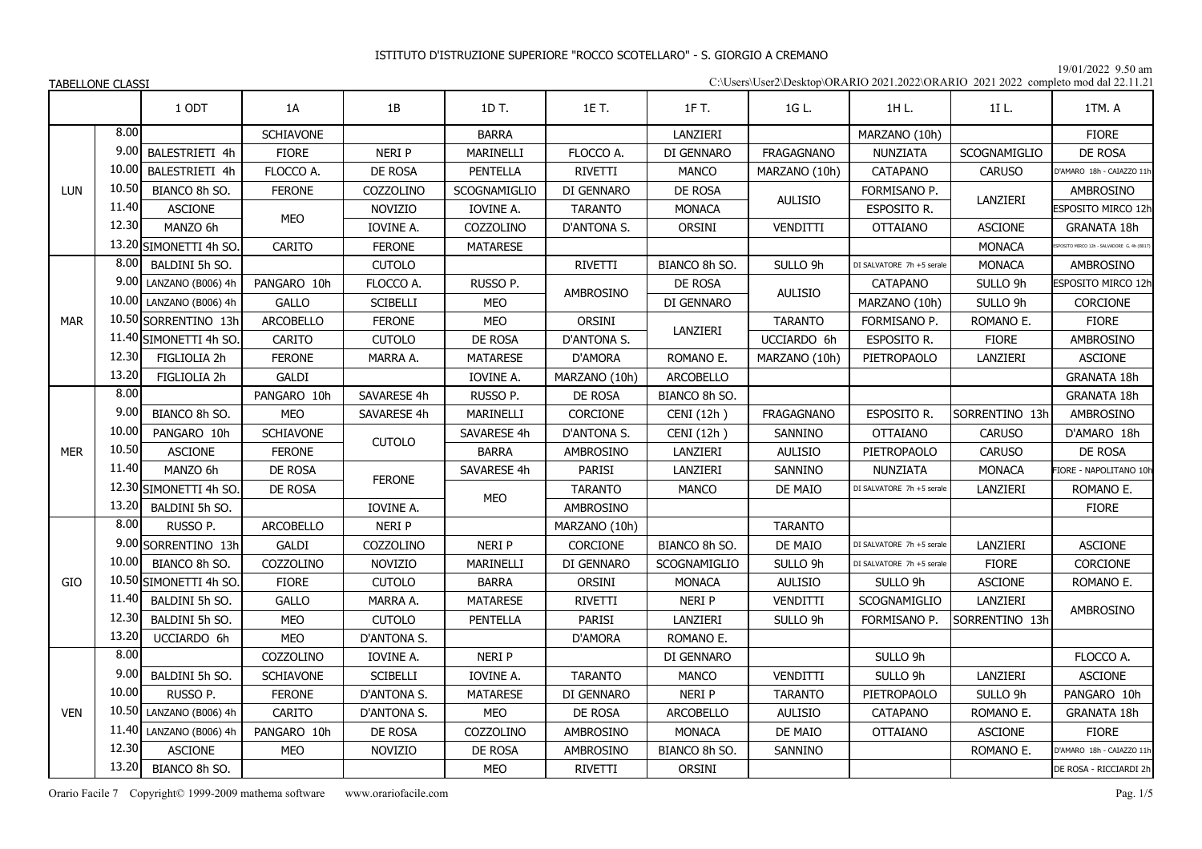ISTITUTO D'ISTRUZIONE SUPERIORE "ROCCO SCOTELLARO" - S. GIORGIO A CREMANO

19/01/2022 9.50 am

TABELLONE CLASSI

C:\Users\User2\Desktop\ORARIO 2021.2022\ORARIO 2021 2022 completo mod dal 22.11.21

| | | 1 ODT | 1A | 1B | 1D T. | 1E T. | 1F T. | 1G L. | 1H L. | 1I L. | 1TM. A |
|---|---|---|---|---|---|---|---|---|---|---|---|
| LUN | 8.00 | | SCHIAVONE | | BARRA | | LANZIERI | | MARZANO (10h) | | FIORE |
| | 9.00 | BALESTRIETI 4h | FIORE | NERI P | MARINELLI | FLOCCO A. | DI GENNARO | FRAGAGNANO | NUNZIATA | SCOGNAMIGLIO | DE ROSA |
| | 10.00 | BALESTRIETI 4h | FLOCCO A. | DE ROSA | PENTELLA | RIVETTI | MANCO | MARZANO (10h) | CATAPANO | CARUSO | D'AMARO 18h - CAIAZZO 11h |
| | 10.50 | BIANCO 8h SO. | FERONE | COZZOLINO | SCOGNAMIGLIO | DI GENNARO | DE ROSA | AULISIO | FORMISANO P. | LANZIERI | AMBROSINO |
| | 11.40 | ASCIONE | MEO | NOVIZIO | IOVINE A. | TARANTO | MONACA | | ESPOSITO R. | | ESPOSITO MIRCO 12h |
| | 12.30 | MANZO 6h | | IOVINE A. | COZZOLINO | D'ANTONA S. | ORSINI | VENDITTI | OTTAIANO | ASCIONE | GRANATA 18h |
| | 13.20 | SIMONETTI 4h SO. | CARITO | FERONE | MATARESE | | | | | MONACA | ESPOSITO MIRCO 12h - SALVADORE G. 4h (B017) |
| MAR | 8.00 | BALDINI 5h SO. | | CUTOLO | | RIVETTI | BIANCO 8h SO. | SULLO 9h | DI SALVATORE 7h +5 serale | MONACA | AMBROSINO |
| | 9.00 | LANZANO (B006) 4h | PANGARO 10h | FLOCCO A. | RUSSO P. | AMBROSINO | DE ROSA | AULISIO | CATAPANO | SULLO 9h | ESPOSITO MIRCO 12h |
| | 10.00 | LANZANO (B006) 4h | GALLO | SCIBELLI | MEO | | DI GENNARO | | MARZANO (10h) | SULLO 9h | CORCIONE |
| | 10.50 | SORRENTINO 13h | ARCOBELLO | FERONE | MEO | ORSINI | LANZIERI | TARANTO | FORMISANO P. | ROMANO E. | FIORE |
| | 11.40 | SIMONETTI 4h SO. | CARITO | CUTOLO | DE ROSA | D'ANTONA S. | | UCCIARDO 6h | ESPOSITO R. | FIORE | AMBROSINO |
| | 12.30 | FIGLIOLIA 2h | FERONE | MARRA A. | MATARESE | D'AMORA | ROMANO E. | MARZANO (10h) | PIETROPAOLO | LANZIERI | ASCIONE |
| | 13.20 | FIGLIOLIA 2h | GALDI | | IOVINE A. | MARZANO (10h) | ARCOBELLO | | | | GRANATA 18h |
| MER | 8.00 | | PANGARO 10h | SAVARESE 4h | RUSSO P. | DE ROSA | BIANCO 8h SO. | | | | GRANATA 18h |
| | 9.00 | BIANCO 8h SO. | MEO | SAVARESE 4h | MARINELLI | CORCIONE | CENI (12h ) | FRAGAGNANO | ESPOSITO R. | SORRENTINO 13h | AMBROSINO |
| | 10.00 | PANGARO 10h | SCHIAVONE | CUTOLO | SAVARESE 4h | D'ANTONA S. | CENI (12h ) | SANNINO | OTTAIANO | CARUSO | D'AMARO 18h |
| | 10.50 | ASCIONE | FERONE | | BARRA | AMBROSINO | LANZIERI | AULISIO | PIETROPAOLO | CARUSO | DE ROSA |
| | 11.40 | MANZO 6h | DE ROSA | FERONE | SAVARESE 4h | PARISI | LANZIERI | SANNINO | NUNZIATA | MONACA | FIORE - NAPOLITANO 10h |
| | 12.30 | SIMONETTI 4h SO. | DE ROSA | | MEO | TARANTO | MANCO | DE MAIO | DI SALVATORE 7h +5 serale | LANZIERI | ROMANO E. |
| | 13.20 | BALDINI 5h SO. | | IOVINE A. | | AMBROSINO | | | | | FIORE |
| GIO | 8.00 | RUSSO P. | ARCOBELLO | NERI P | | MARZANO (10h) | | TARANTO | | | |
| | 9.00 | SORRENTINO 13h | GALDI | COZZOLINO | NERI P | CORCIONE | BIANCO 8h SO. | DE MAIO | DI SALVATORE 7h +5 serale | LANZIERI | ASCIONE |
| | 10.00 | BIANCO 8h SO. | COZZOLINO | NOVIZIO | MARINELLI | DI GENNARO | SCOGNAMIGLIO | SULLO 9h | DI SALVATORE 7h +5 serale | FIORE | CORCIONE |
| | 10.50 | SIMONETTI 4h SO. | FIORE | CUTOLO | BARRA | ORSINI | MONACA | AULISIO | SULLO 9h | ASCIONE | ROMANO E. |
| | 11.40 | BALDINI 5h SO. | GALLO | MARRA A. | MATARESE | RIVETTI | NERI P | VENDITTI | SCOGNAMIGLIO | LANZIERI | AMBROSINO |
| | 12.30 | BALDINI 5h SO. | MEO | CUTOLO | PENTELLA | PARISI | LANZIERI | SULLO 9h | FORMISANO P. | SORRENTINO 13h | |
| | 13.20 | UCCIARDO 6h | MEO | D'ANTONA S. | | D'AMORA | ROMANO E. | | | | |
| VEN | 8.00 | | COZZOLINO | IOVINE A. | NERI P | | DI GENNARO | | SULLO 9h | | FLOCCO A. |
| | 9.00 | BALDINI 5h SO. | SCHIAVONE | SCIBELLI | IOVINE A. | TARANTO | MANCO | VENDITTI | SULLO 9h | LANZIERI | ASCIONE |
| | 10.00 | RUSSO P. | FERONE | D'ANTONA S. | MATARESE | DI GENNARO | NERI P | TARANTO | PIETROPAOLO | SULLO 9h | PANGARO 10h |
| | 10.50 | LANZANO (B006) 4h | CARITO | D'ANTONA S. | MEO | DE ROSA | ARCOBELLO | AULISIO | CATAPANO | ROMANO E. | GRANATA 18h |
| | 11.40 | LANZANO (B006) 4h | PANGARO 10h | DE ROSA | COZZOLINO | AMBROSINO | MONACA | DE MAIO | OTTAIANO | ASCIONE | FIORE |
| | 12.30 | ASCIONE | MEO | NOVIZIO | DE ROSA | AMBROSINO | BIANCO 8h SO. | SANNINO | | ROMANO E. | D'AMARO 18h - CAIAZZO 11h |
| | 13.20 | BIANCO 8h SO. | | | MEO | RIVETTI | ORSINI | | | | DE ROSA - RICCIARDI 2h |

Orario Facile 7 Copyright© 1999-2009 mathema software www.orariofacile.com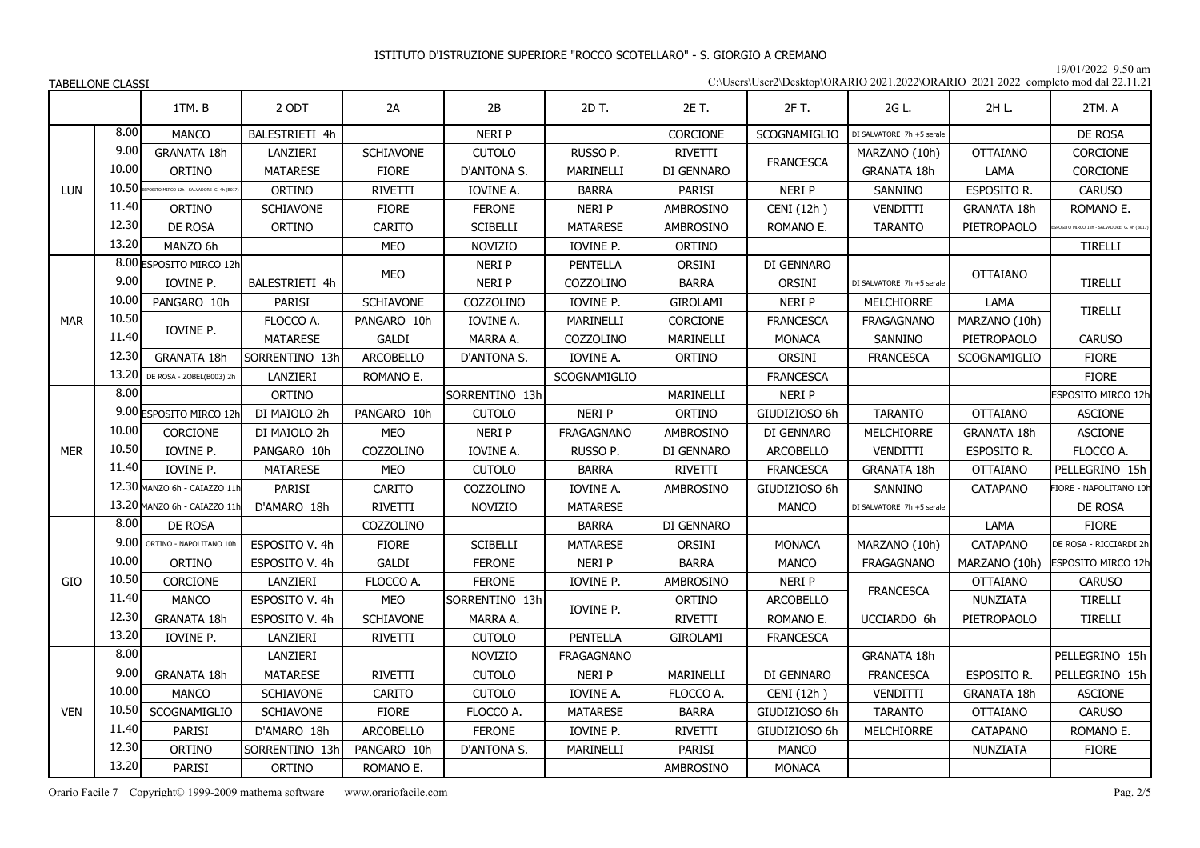# ISTITUTO D'ISTRUZIONE SUPERIORE "ROCCO SCOTELLARO" - S. GIORGIO A CREMANO

19/01/2022 9.50 am

TABELLONE CLASSI

C:\Users\User2\Desktop\ORARIO 2021.2022\ORARIO 2021 2022 completo mod dal 22.11.21

| | | 1TM. B | 2 ODT | 2A | 2B | 2D T. | 2E T. | 2F T. | 2G L. | 2H L. | 2TM. A |
|---|---|---|---|---|---|---|---|---|---|---|---|
| LUN | 8.00 | MANCO | BALESTRIETI 4h | | NERI P | | CORCIONE | SCOGNAMIGLIO | DI SALVATORE 7h +5 serale | | DE ROSA |
| | 9.00 | GRANATA 18h | LANZIERI | SCHIAVONE | CUTOLO | RUSSO P. | RIVETTI | FRANCESCA | MARZANO (10h) | OTTAIANO | CORCIONE |
| | 10.00 | ORTINO | MATARESE | FIORE | D'ANTONA S. | MARINELLI | DI GENNARO | | GRANATA 18h | LAMA | CORCIONE |
| | 10.50 | ESPOSITO MIRCO 12h - SALVADORE G. 4h (B017) | ORTINO | RIVETTI | IOVINE A. | BARRA | PARISI | NERI P | SANNINO | ESPOSITO R. | CARUSO |
| | 11.40 | ORTINO | SCHIAVONE | FIORE | FERONE | NERI P | AMBROSINO | CENI (12h ) | VENDITTI | GRANATA 18h | ROMANO E. |
| | 12.30 | DE ROSA | ORTINO | CARITO | SCIBELLI | MATARESE | AMBROSINO | ROMANO E. | TARANTO | PIETROPAOLO | ESPOSITO MIRCO 12h - SALVADORE G. 4h (B017) |
| | 13.20 | MANZO 6h | | MEO | NOVIZIO | IOVINE P. | ORTINO | | | | TIRELLI |
| MAR | 8.00 | ESPOSITO MIRCO 12h | | MEO | NERI P | PENTELLA | ORSINI | DI GENNARO | | OTTAIANO | |
| | 9.00 | IOVINE P. | BALESTRIETI 4h | | NERI P | COZZOLINO | BARRA | ORSINI | DI SALVATORE 7h +5 serale | | TIRELLI |
| | 10.00 | PANGARO 10h | PARISI | SCHIAVONE | COZZOLINO | IOVINE P. | GIROLAMI | NERI P | MELCHIORRE | LAMA | TIRELLI |
| | 10.50 | IOVINE P. | FLOCCO A. | PANGARO 10h | IOVINE A. | MARINELLI | CORCIONE | FRANCESCA | FRAGAGNANO | MARZANO (10h) | |
| | 11.40 | | MATARESE | GALDI | MARRA A. | COZZOLINO | MARINELLI | MONACA | SANNINO | PIETROPAOLO | CARUSO |
| | 12.30 | GRANATA 18h | SORRENTINO 13h | ARCOBELLO | D'ANTONA S. | IOVINE A. | ORTINO | ORSINI | FRANCESCA | SCOGNAMIGLIO | FIORE |
| | 13.20 | DE ROSA - ZOBEL(B003) 2h | LANZIERI | ROMANO E. | | SCOGNAMIGLIO | | FRANCESCA | | | FIORE |
| MER | 8.00 | | ORTINO | | SORRENTINO 13h | | MARINELLI | NERI P | | | ESPOSITO MIRCO 12h |
| | 9.00 | ESPOSITO MIRCO 12h | DI MAIOLO 2h | PANGARO 10h | CUTOLO | NERI P | ORTINO | GIUDIZIOSO 6h | TARANTO | OTTAIANO | ASCIONE |
| | 10.00 | CORCIONE | DI MAIOLO 2h | MEO | NERI P | FRAGAGNANO | AMBROSINO | DI GENNARO | MELCHIORRE | GRANATA 18h | ASCIONE |
| | 10.50 | IOVINE P. | PANGARO 10h | COZZOLINO | IOVINE A. | RUSSO P. | DI GENNARO | ARCOBELLO | VENDITTI | ESPOSITO R. | FLOCCO A. |
| | 11.40 | IOVINE P. | MATARESE | MEO | CUTOLO | BARRA | RIVETTI | FRANCESCA | GRANATA 18h | OTTAIANO | PELLEGRINO 15h |
| | 12.30 | MANZO 6h - CAIAZZO 11h | PARISI | CARITO | COZZOLINO | IOVINE A. | AMBROSINO | GIUDIZIOSO 6h | SANNINO | CATAPANO | FIORE - NAPOLITANO 10h |
| | 13.20 | MANZO 6h - CAIAZZO 11h | D'AMARO 18h | RIVETTI | NOVIZIO | MATARESE | | MANCO | DI SALVATORE 7h +5 serale | | DE ROSA |
| GIO | 8.00 | DE ROSA | | COZZOLINO | | BARRA | DI GENNARO | | | LAMA | FIORE |
| | 9.00 | ORTINO - NAPOLITANO 10h | ESPOSITO V. 4h | FIORE | SCIBELLI | MATARESE | ORSINI | MONACA | MARZANO (10h) | CATAPANO | DE ROSA - RICCIARDI 2h |
| | 10.00 | ORTINO | ESPOSITO V. 4h | GALDI | FERONE | NERI P | BARRA | MANCO | FRAGAGNANO | MARZANO (10h) | ESPOSITO MIRCO 12h |
| | 10.50 | CORCIONE | LANZIERI | FLOCCO A. | FERONE | IOVINE P. | AMBROSINO | NERI P | FRANCESCA | OTTAIANO | CARUSO |
| | 11.40 | MANCO | ESPOSITO V. 4h | MEO | SORRENTINO 13h | IOVINE P. | ORTINO | ARCOBELLO | | NUNZIATA | TIRELLI |
| | 12.30 | GRANATA 18h | ESPOSITO V. 4h | SCHIAVONE | MARRA A. | | RIVETTI | ROMANO E. | UCCIARDO 6h | PIETROPAOLO | TIRELLI |
| | 13.20 | IOVINE P. | LANZIERI | RIVETTI | CUTOLO | PENTELLA | GIROLAMI | FRANCESCA | | | |
| VEN | 8.00 | | LANZIERI | | NOVIZIO | FRAGAGNANO | | | GRANATA 18h | | PELLEGRINO 15h |
| | 9.00 | GRANATA 18h | MATARESE | RIVETTI | CUTOLO | NERI P | MARINELLI | DI GENNARO | FRANCESCA | ESPOSITO R. | PELLEGRINO 15h |
| | 10.00 | MANCO | SCHIAVONE | CARITO | CUTOLO | IOVINE A. | FLOCCO A. | CENI (12h ) | VENDITTI | GRANATA 18h | ASCIONE |
| | 10.50 | SCOGNAMIGLIO | SCHIAVONE | FIORE | FLOCCO A. | MATARESE | BARRA | GIUDIZIOSO 6h | TARANTO | OTTAIANO | CARUSO |
| | 11.40 | PARISI | D'AMARO 18h | ARCOBELLO | FERONE | IOVINE P. | RIVETTI | GIUDIZIOSO 6h | MELCHIORRE | CATAPANO | ROMANO E. |
| | 12.30 | ORTINO | SORRENTINO 13h | PANGARO 10h | D'ANTONA S. | MARINELLI | PARISI | MANCO | | NUNZIATA | FIORE |
| | 13.20 | PARISI | ORTINO | ROMANO E. | | | AMBROSINO | MONACA | | | |

Orario Facile 7 Copyright© 1999-2009 mathema software www.orariofacile.com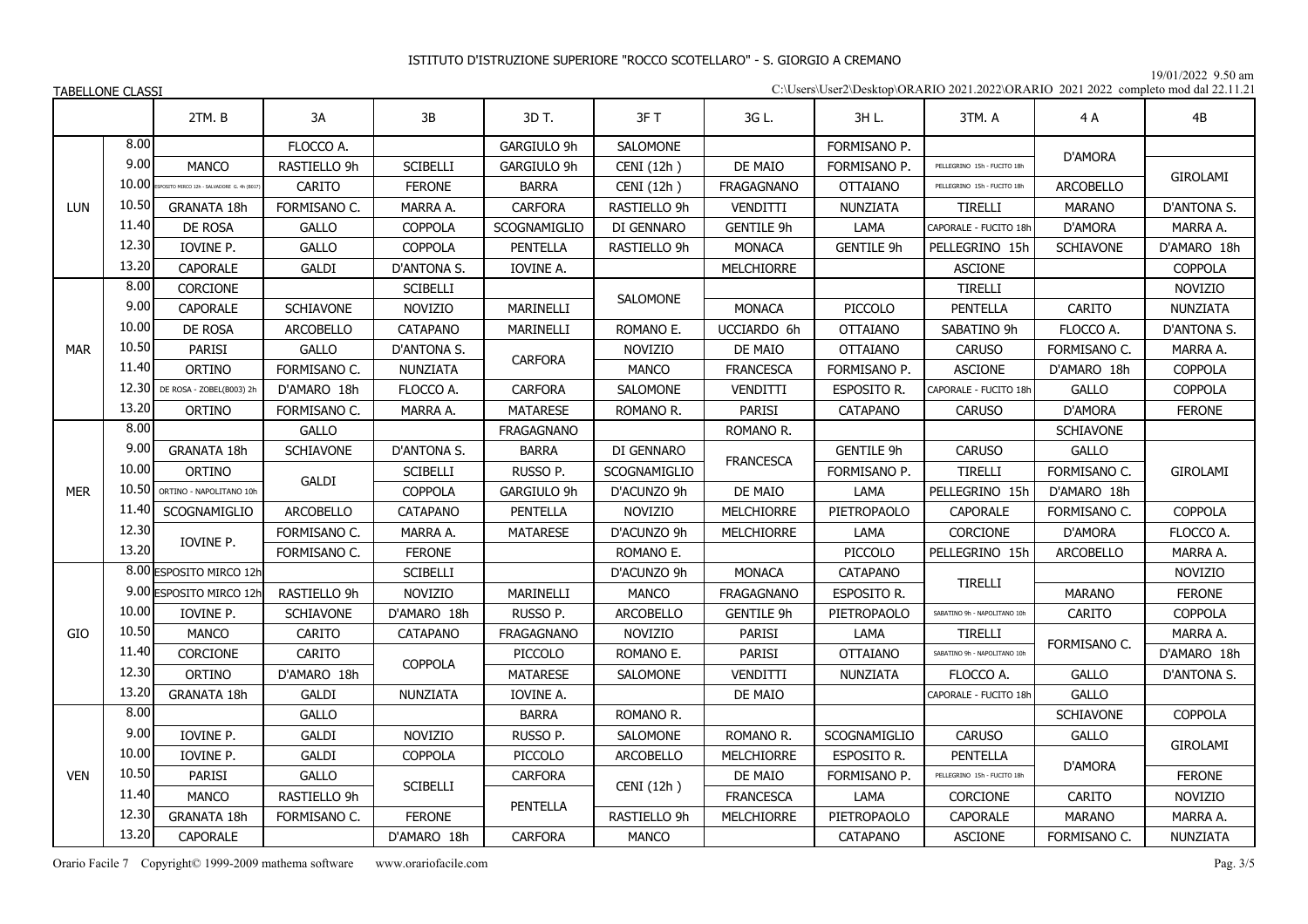ISTITUTO D'ISTRUZIONE SUPERIORE "ROCCO SCOTELLARO" - S. GIORGIO A CREMANO

19/01/2022 9.50 am

TABELLONE CLASSI

C:\Users\User2\Desktop\ORARIO 2021.2022\ORARIO 2021 2022 completo mod dal 22.11.21

| | | 2TM. B | 3A | 3B | 3D T. | 3F T | 3G L. | 3H L. | 3TM. A | 4 A | 4B |
|---|---|---|---|---|---|---|---|---|---|---|---|
| LUN | 8.00 | | FLOCCO A. | | GARGIULO 9h | SALOMONE | | FORMISANO P. | | D'AMORA | |
| | 9.00 | MANCO | RASTIELLO 9h | SCIBELLI | GARGIULO 9h | CENI (12h ) | DE MAIO | FORMISANO P. | PELLEGRINO 15h - FUCITO 18h | | GIROLAMI |
| | 10.00 | ESPOSITO MIRCO 12h - SALVADORE G. 4h (B017) | CARITO | FERONE | BARRA | CENI (12h ) | FRAGAGNANO | OTTAIANO | PELLEGRINO 15h - FUCITO 18h | ARCOBELLO | |
| | 10.50 | GRANATA 18h | FORMISANO C. | MARRA A. | CARFORA | RASTIELLO 9h | VENDITTI | NUNZIATA | TIRELLI | MARANO | D'ANTONA S. |
| | 11.40 | DE ROSA | GALLO | COPPOLA | SCOGNAMIGLIO | DI GENNARO | GENTILE 9h | LAMA | CAPORALE - FUCITO 18h | D'AMORA | MARRA A. |
| | 12.30 | IOVINE P. | GALLO | COPPOLA | PENTELLA | RASTIELLO 9h | MONACA | GENTILE 9h | PELLEGRINO 15h | SCHIAVONE | D'AMARO 18h |
| | 13.20 | CAPORALE | GALDI | D'ANTONA S. | IOVINE A. | | MELCHIORRE | | ASCIONE | | COPPOLA |
| MAR | 8.00 | CORCIONE | | SCIBELLI | | SALOMONE | | | TIRELLI | | NOVIZIO |
| | 9.00 | CAPORALE | SCHIAVONE | NOVIZIO | MARINELLI | | MONACA | PICCOLO | PENTELLA | CARITO | NUNZIATA |
| | 10.00 | DE ROSA | ARCOBELLO | CATAPANO | MARINELLI | ROMANO E. | UCCIARDO 6h | OTTAIANO | SABATINO 9h | FLOCCO A. | D'ANTONA S. |
| | 10.50 | PARISI | GALLO | D'ANTONA S. | CARFORA | NOVIZIO | DE MAIO | OTTAIANO | CARUSO | FORMISANO C. | MARRA A. |
| | 11.40 | ORTINO | FORMISANO C. | NUNZIATA | | MANCO | FRANCESCA | FORMISANO P. | ASCIONE | D'AMARO 18h | COPPOLA |
| | 12.30 | DE ROSA - ZOBEL(B003) 2h | D'AMARO 18h | FLOCCO A. | CARFORA | SALOMONE | VENDITTI | ESPOSITO R. | CAPORALE - FUCITO 18h | GALLO | COPPOLA |
| | 13.20 | ORTINO | FORMISANO C. | MARRA A. | MATARESE | ROMANO R. | PARISI | CATAPANO | CARUSO | D'AMORA | FERONE |
| MER | 8.00 | | GALLO | | FRAGAGNANO | | ROMANO R. | | | SCHIAVONE | |
| | 9.00 | GRANATA 18h | SCHIAVONE | D'ANTONA S. | BARRA | DI GENNARO | FRANCESCA | GENTILE 9h | CARUSO | GALLO | GIROLAMI |
| | 10.00 | ORTINO | GALDI | SCIBELLI | RUSSO P. | SCOGNAMIGLIO | | FORMISANO P. | TIRELLI | FORMISANO C. | |
| | 10.50 | ORTINO - NAPOLITANO 10h | | COPPOLA | GARGIULO 9h | D'ACUNZO 9h | DE MAIO | LAMA | PELLEGRINO 15h | D'AMARO 18h | |
| | 11.40 | SCOGNAMIGLIO | ARCOBELLO | CATAPANO | PENTELLA | NOVIZIO | MELCHIORRE | PIETROPAOLO | CAPORALE | FORMISANO C. | COPPOLA |
| | 12.30 | IOVINE P. | FORMISANO C. | MARRA A. | MATARESE | D'ACUNZO 9h | MELCHIORRE | LAMA | CORCIONE | D'AMORA | FLOCCO A. |
| | 13.20 | | FORMISANO C. | FERONE | | ROMANO E. | | PICCOLO | PELLEGRINO 15h | ARCOBELLO | MARRA A. |
| GIO | 8.00 | ESPOSITO MIRCO 12h | | SCIBELLI | | D'ACUNZO 9h | MONACA | CATAPANO | TIRELLI | | NOVIZIO |
| | 9.00 | ESPOSITO MIRCO 12h | RASTIELLO 9h | NOVIZIO | MARINELLI | MANCO | FRAGAGNANO | ESPOSITO R. | | MARANO | FERONE |
| | 10.00 | IOVINE P. | SCHIAVONE | D'AMARO 18h | RUSSO P. | ARCOBELLO | GENTILE 9h | PIETROPAOLO | SABATINO 9h - NAPOLITANO 10h | CARITO | COPPOLA |
| | 10.50 | MANCO | CARITO | CATAPANO | FRAGAGNANO | NOVIZIO | PARISI | LAMA | TIRELLI | FORMISANO C. | MARRA A. |
| | 11.40 | CORCIONE | CARITO | COPPOLA | PICCOLO | ROMANO E. | PARISI | OTTAIANO | SABATINO 9h - NAPOLITANO 10h | | D'AMARO 18h |
| | 12.30 | ORTINO | D'AMARO 18h | | MATARESE | SALOMONE | VENDITTI | NUNZIATA | FLOCCO A. | GALLO | D'ANTONA S. |
| | 13.20 | GRANATA 18h | GALDI | NUNZIATA | IOVINE A. | | DE MAIO | | CAPORALE - FUCITO 18h | GALLO | |
| VEN | 8.00 | | GALLO | | BARRA | ROMANO R. | | | | SCHIAVONE | COPPOLA |
| | 9.00 | IOVINE P. | GALDI | NOVIZIO | RUSSO P. | SALOMONE | ROMANO R. | SCOGNAMIGLIO | CARUSO | GALLO | GIROLAMI |
| | 10.00 | IOVINE P. | GALDI | COPPOLA | PICCOLO | ARCOBELLO | MELCHIORRE | ESPOSITO R. | PENTELLA | D'AMORA | |
| | 10.50 | PARISI | GALLO | SCIBELLI | CARFORA | CENI (12h ) | DE MAIO | FORMISANO P. | PELLEGRINO 15h - FUCITO 18h | | FERONE |
| | 11.40 | MANCO | RASTIELLO 9h | | PENTELLA | | FRANCESCA | LAMA | CORCIONE | CARITO | NOVIZIO |
| | 12.30 | GRANATA 18h | FORMISANO C. | FERONE | | RASTIELLO 9h | MELCHIORRE | PIETROPAOLO | CAPORALE | MARANO | MARRA A. |
| | 13.20 | CAPORALE | | D'AMARO 18h | CARFORA | MANCO | | CATAPANO | ASCIONE | FORMISANO C. | NUNZIATA |

Orario Facile 7 Copyright© 1999-2009 mathema software www.orariofacile.com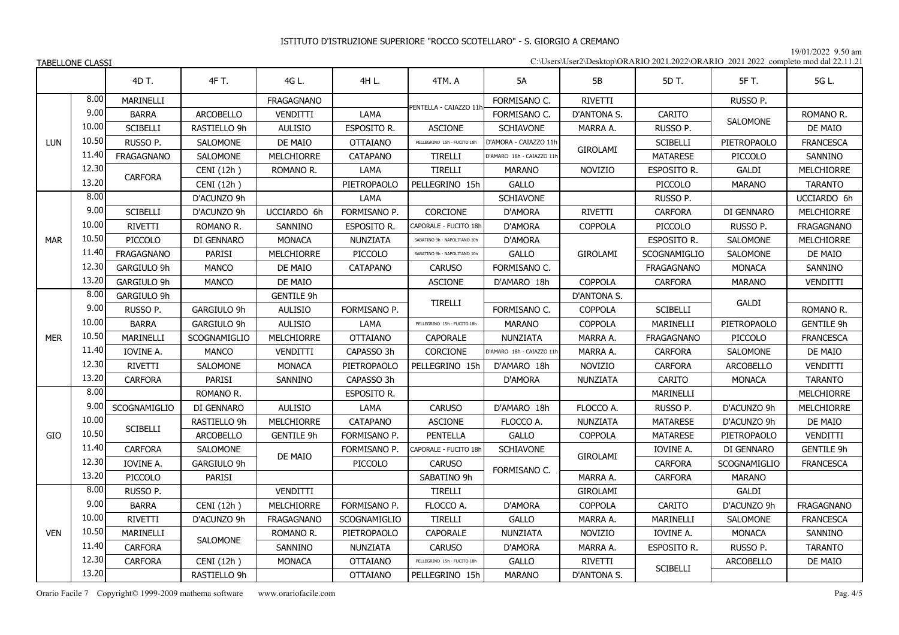ISTITUTO D'ISTRUZIONE SUPERIORE "ROCCO SCOTELLARO" - S. GIORGIO A CREMANO

19/01/2022 9.50 am

TABELLONE CLASSI

C:\Users\User2\Desktop\ORARIO 2021.2022\ORARIO 2021 2022 completo mod dal 22.11.21

| | | 4D T. | 4F T. | 4G L. | 4H L. | 4TM. A | 5A | 5B | 5D T. | 5F T. | 5G L. |
|---|---|---|---|---|---|---|---|---|---|---|---|
| LUN | 8.00 | MARINELLI | | FRAGAGNANO | | PENTELLA - CAIAZZO 11h | FORMISANO C. | RIVETTI | | RUSSO P. | |
| | 9.00 | BARRA | ARCOBELLO | VENDITTI | LAMA | | FORMISANO C. | D'ANTONA S. | CARITO | SALOMONE | ROMANO R. |
| | 10.00 | SCIBELLI | RASTIELLO 9h | AULISIO | ESPOSITO R. | ASCIONE | SCHIAVONE | MARRA A. | RUSSO P. | | DE MAIO |
| | 10.50 | RUSSO P. | SALOMONE | DE MAIO | OTTAIANO | PELLEGRINO 15h - FUCITO 18h | D'AMORA - CAIAZZO 11h | GIROLAMI | SCIBELLI | PIETROPAOLO | FRANCESCA |
| | 11.40 | FRAGAGNANO | SALOMONE | MELCHIORRE | CATAPANO | TIRELLI | D'AMARO 18h - CAIAZZO 11h | | MATARESE | PICCOLO | SANNINO |
| | 12.30 | CARFORA | CENI (12h ) | ROMANO R. | LAMA | TIRELLI | MARANO | NOVIZIO | ESPOSITO R. | GALDI | MELCHIORRE |
| | 13.20 | | CENI (12h ) | | PIETROPAOLO | PELLEGRINO 15h | GALLO | | PICCOLO | MARANO | TARANTO |
| MAR | 8.00 | | D'ACUNZO 9h | | LAMA | | SCHIAVONE | | RUSSO P. | | UCCIARDO 6h |
| | 9.00 | SCIBELLI | D'ACUNZO 9h | UCCIARDO 6h | FORMISANO P. | CORCIONE | D'AMORA | RIVETTI | CARFORA | DI GENNARO | MELCHIORRE |
| | 10.00 | RIVETTI | ROMANO R. | SANNINO | ESPOSITO R. | CAPORALE - FUCITO 18h | D'AMORA | COPPOLA | PICCOLO | RUSSO P. | FRAGAGNANO |
| | 10.50 | PICCOLO | DI GENNARO | MONACA | NUNZIATA | SABATINO 9h - NAPOLITANO 10h | D'AMORA | GIROLAMI | ESPOSITO R. | SALOMONE | MELCHIORRE |
| | 11.40 | FRAGAGNANO | PARISI | MELCHIORRE | PICCOLO | SABATINO 9h - NAPOLITANO 10h | GALLO | | SCOGNAMIGLIO | SALOMONE | DE MAIO |
| | 12.30 | GARGIULO 9h | MANCO | DE MAIO | CATAPANO | CARUSO | FORMISANO C. | | FRAGAGNANO | MONACA | SANNINO |
| | 13.20 | GARGIULO 9h | MANCO | DE MAIO | | ASCIONE | D'AMARO 18h | COPPOLA | CARFORA | MARANO | VENDITTI |
| MER | 8.00 | GARGIULO 9h | | GENTILE 9h | | TIRELLI | | D'ANTONA S. | | GALDI | |
| | 9.00 | RUSSO P. | GARGIULO 9h | AULISIO | FORMISANO P. | | FORMISANO C. | COPPOLA | SCIBELLI | | ROMANO R. |
| | 10.00 | BARRA | GARGIULO 9h | AULISIO | LAMA | PELLEGRINO 15h - FUCITO 18h | MARANO | COPPOLA | MARINELLI | PIETROPAOLO | GENTILE 9h |
| | 10.50 | MARINELLI | SCOGNAMIGLIO | MELCHIORRE | OTTAIANO | CAPORALE | NUNZIATA | MARRA A. | FRAGAGNANO | PICCOLO | FRANCESCA |
| | 11.40 | IOVINE A. | MANCO | VENDITTI | CAPASSO 3h | CORCIONE | D'AMARO 18h - CAIAZZO 11h | MARRA A. | CARFORA | SALOMONE | DE MAIO |
| | 12.30 | RIVETTI | SALOMONE | MONACA | PIETROPAOLO | PELLEGRINO 15h | D'AMARO 18h | NOVIZIO | CARFORA | ARCOBELLO | VENDITTI |
| | 13.20 | CARFORA | PARISI | SANNINO | CAPASSO 3h | | D'AMORA | NUNZIATA | CARITO | MONACA | TARANTO |
| GIO | 8.00 | | ROMANO R. | | ESPOSITO R. | | | | MARINELLI | | MELCHIORRE |
| | 9.00 | SCOGNAMIGLIO | DI GENNARO | AULISIO | LAMA | CARUSO | D'AMARO 18h | FLOCCO A. | RUSSO P. | D'ACUNZO 9h | MELCHIORRE |
| | 10.00 | SCIBELLI | RASTIELLO 9h | MELCHIORRE | CATAPANO | ASCIONE | FLOCCO A. | NUNZIATA | MATARESE | D'ACUNZO 9h | DE MAIO |
| | 10.50 | | ARCOBELLO | GENTILE 9h | FORMISANO P. | PENTELLA | GALLO | COPPOLA | MATARESE | PIETROPAOLO | VENDITTI |
| | 11.40 | CARFORA | SALOMONE | DE MAIO | FORMISANO P. | CAPORALE - FUCITO 18h | SCHIAVONE | GIROLAMI | IOVINE A. | DI GENNARO | GENTILE 9h |
| | 12.30 | IOVINE A. | GARGIULO 9h | | PICCOLO | CARUSO | FORMISANO C. | | CARFORA | SCOGNAMIGLIO | FRANCESCA |
| | 13.20 | PICCOLO | PARISI | | | SABATINO 9h | | MARRA A. | CARFORA | MARANO | |
| VEN | 8.00 | RUSSO P. | | VENDITTI | | TIRELLI | | GIROLAMI | | GALDI | |
| | 9.00 | BARRA | CENI (12h ) | MELCHIORRE | FORMISANO P. | FLOCCO A. | D'AMORA | COPPOLA | CARITO | D'ACUNZO 9h | FRAGAGNANO |
| | 10.00 | RIVETTI | D'ACUNZO 9h | FRAGAGNANO | SCOGNAMIGLIO | TIRELLI | GALLO | MARRA A. | MARINELLI | SALOMONE | FRANCESCA |
| | 10.50 | MARINELLI | SALOMONE | ROMANO R. | PIETROPAOLO | CAPORALE | NUNZIATA | NOVIZIO | IOVINE A. | MONACA | SANNINO |
| | 11.40 | CARFORA | | SANNINO | NUNZIATA | CARUSO | D'AMORA | MARRA A. | ESPOSITO R. | RUSSO P. | TARANTO |
| | 12.30 | CARFORA | CENI (12h ) | MONACA | OTTAIANO | PELLEGRINO 15h - FUCITO 18h | GALLO | RIVETTI | SCIBELLI | ARCOBELLO | DE MAIO |
| | 13.20 | | RASTIELLO 9h | | OTTAIANO | PELLEGRINO 15h | MARANO | D'ANTONA S. | | | |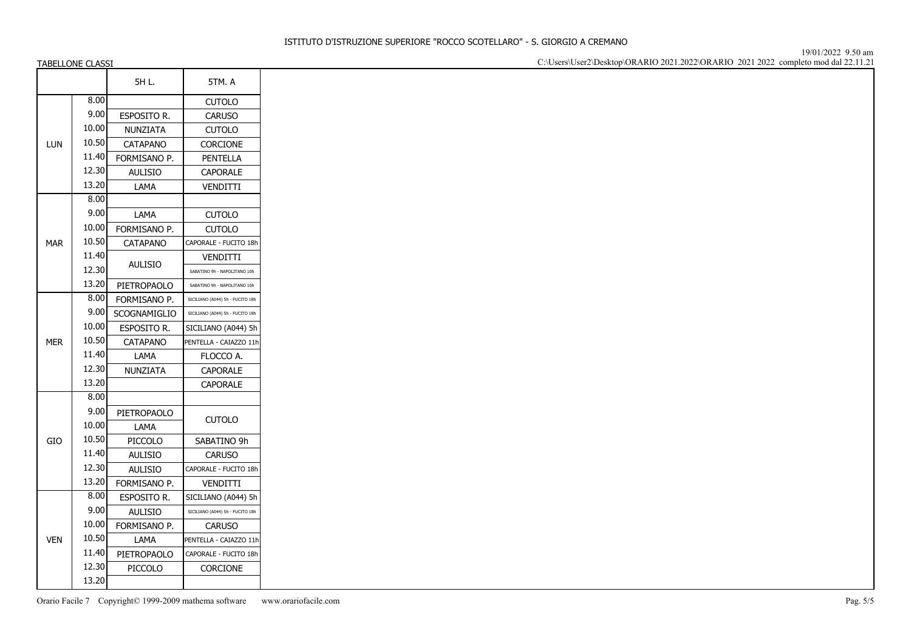# ISTITUTO D'ISTRUZIONE SUPERIORE "ROCCO SCOTELLARO" - S. GIORGIO A CREMANO

19/01/2022 9.50 am

TABELLONE CLASSI

C:\Users\User2\Desktop\ORARIO 2021.2022\ORARIO 2021 2022 completo mod dal 22.11.21

| | | 5H L. | 5TM. A |
|---|---|---|---|
| LUN | 8.00 | | CUTOLO |
| | 9.00 | ESPOSITO R. | CARUSO |
| | 10.00 | NUNZIATA | CUTOLO |
| | 10.50 | CATAPANO | CORCIONE |
| | 11.40 | FORMISANO P. | PENTELLA |
| | 12.30 | AULISIO | CAPORALE |
| | 13.20 | LAMA | VENDITTI |
| MAR | 8.00 | | |
| | 9.00 | LAMA | CUTOLO |
| | 10.00 | FORMISANO P. | CUTOLO |
| | 10.50 | CATAPANO | CAPORALE - FUCITO 18h |
| | 11.40 | AULISIO | VENDITTI |
| | 12.30 | | SABATINO 9h - NAPOLITANO 10h |
| | 13.20 | PIETROPAOLO | SABATINO 9h - NAPOLITANO 10h |
| MER | 8.00 | FORMISANO P. | SICILIANO (A044) 5h - FUCITO 18h |
| | 9.00 | SCOGNAMIGLIO | SICILIANO (A044) 5h - FUCITO 18h |
| | 10.00 | ESPOSITO R. | SICILIANO (A044) 5h |
| | 10.50 | CATAPANO | PENTELLA - CAIAZZO 11h |
| | 11.40 | LAMA | FLOCCO A. |
| | 12.30 | NUNZIATA | CAPORALE |
| | 13.20 | | CAPORALE |
| GIO | 8.00 | | |
| | 9.00 | PIETROPAOLO | CUTOLO |
| | 10.00 | LAMA | |
| | 10.50 | PICCOLO | SABATINO 9h |
| | 11.40 | AULISIO | CARUSO |
| | 12.30 | AULISIO | CAPORALE - FUCITO 18h |
| | 13.20 | FORMISANO P. | VENDITTI |
| VEN | 8.00 | ESPOSITO R. | SICILIANO (A044) 5h |
| | 9.00 | AULISIO | SICILIANO (A044) 5h - FUCITO 18h |
| | 10.00 | FORMISANO P. | CARUSO |
| | 10.50 | LAMA | PENTELLA - CAIAZZO 11h |
| | 11.40 | PIETROPAOLO | CAPORALE - FUCITO 18h |
| | 12.30 | PICCOLO | CORCIONE |
| | 13.20 | | |

Orario Facile 7 Copyright© 1999-2009 mathema software www.orariofacile.com